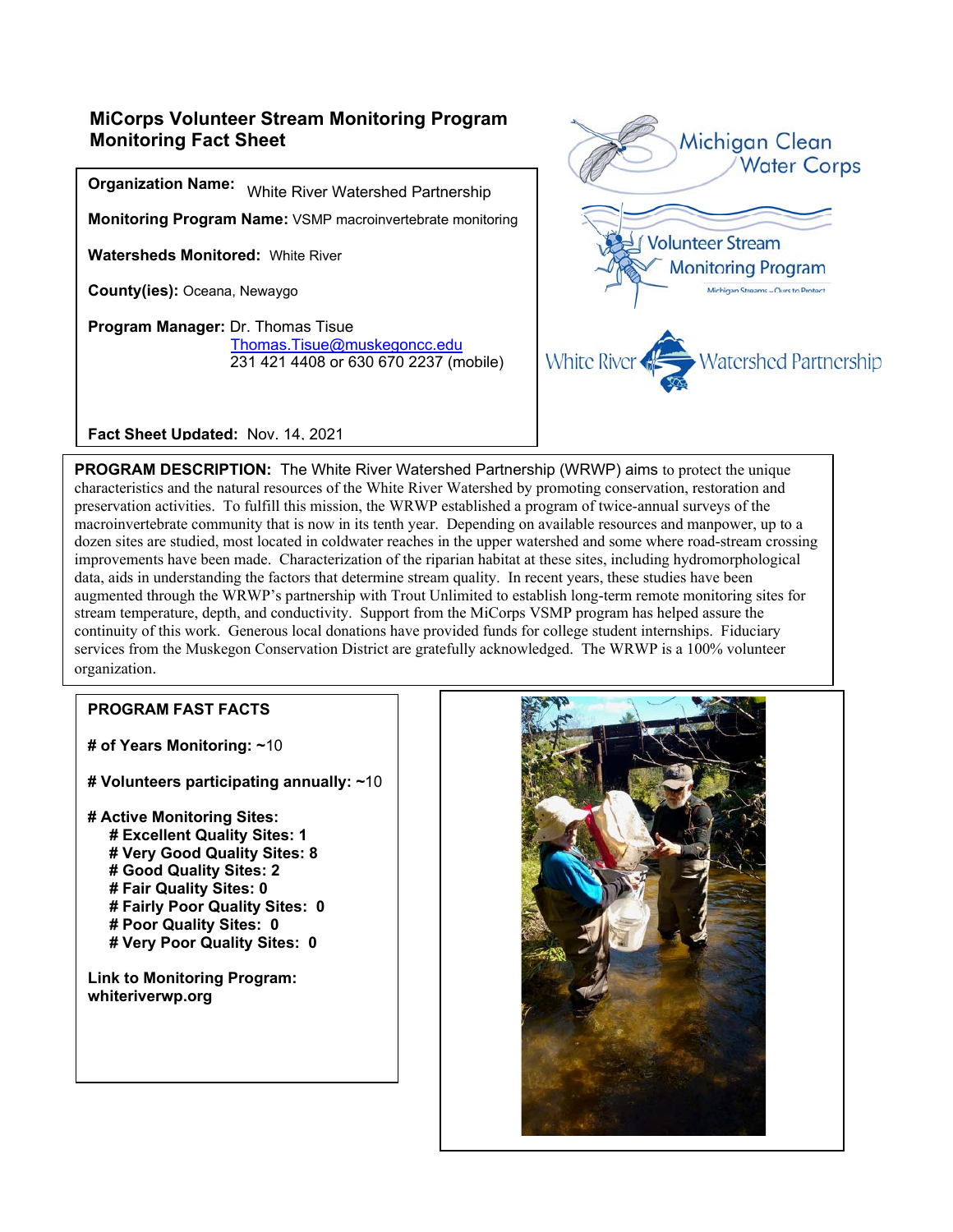# MiCorps Volunteer Stream Monitoring Program Monitoring Fact Sheet

**Organization Name:** White River Watershed Partnership

**Monitoring Program Name:** VSMP macroinvertebrate monitoring

**Watersheds Monitored:** White River

**County(ies):** Oceana, Newaygo

**Program Manager:** Dr. Thomas Tisue
Thomas.Tisue@muskegoncc.edu
231 421 4408 or 630 670 2237 (mobile)

**Fact Sheet Updated:** Nov. 14, 2021

**PROGRAM DESCRIPTION:** The White River Watershed Partnership (WRWP) aims to protect the unique characteristics and the natural resources of the White River Watershed by promoting conservation, restoration and preservation activities. To fulfill this mission, the WRWP established a program of twice-annual surveys of the macroinvertebrate community that is now in its tenth year. Depending on available resources and manpower, up to a dozen sites are studied, most located in coldwater reaches in the upper watershed and some where road-stream crossing improvements have been made. Characterization of the riparian habitat at these sites, including hydromorphological data, aids in understanding the factors that determine stream quality. In recent years, these studies have been augmented through the WRWP's partnership with Trout Unlimited to establish long-term remote monitoring sites for stream temperature, depth, and conductivity. Support from the MiCorps VSMP program has helped assure the continuity of this work. Generous local donations have provided funds for college student internships. Fiduciary services from the Muskegon Conservation District are gratefully acknowledged. The WRWP is a 100% volunteer organization.

**PROGRAM FAST FACTS**

**# of Years Monitoring: ~**10

**# Volunteers participating annually: ~**10

**# Active Monitoring Sites:**
- **# Excellent Quality Sites: 1**
- **# Very Good Quality Sites: 8**
- **# Good Quality Sites: 2**
- **# Fair Quality Sites: 0**
- **# Fairly Poor Quality Sites: 0**
- **# Poor Quality Sites: 0**
- **# Very Poor Quality Sites: 0**

**Link to Monitoring Program:**
**whiteriverwp.org**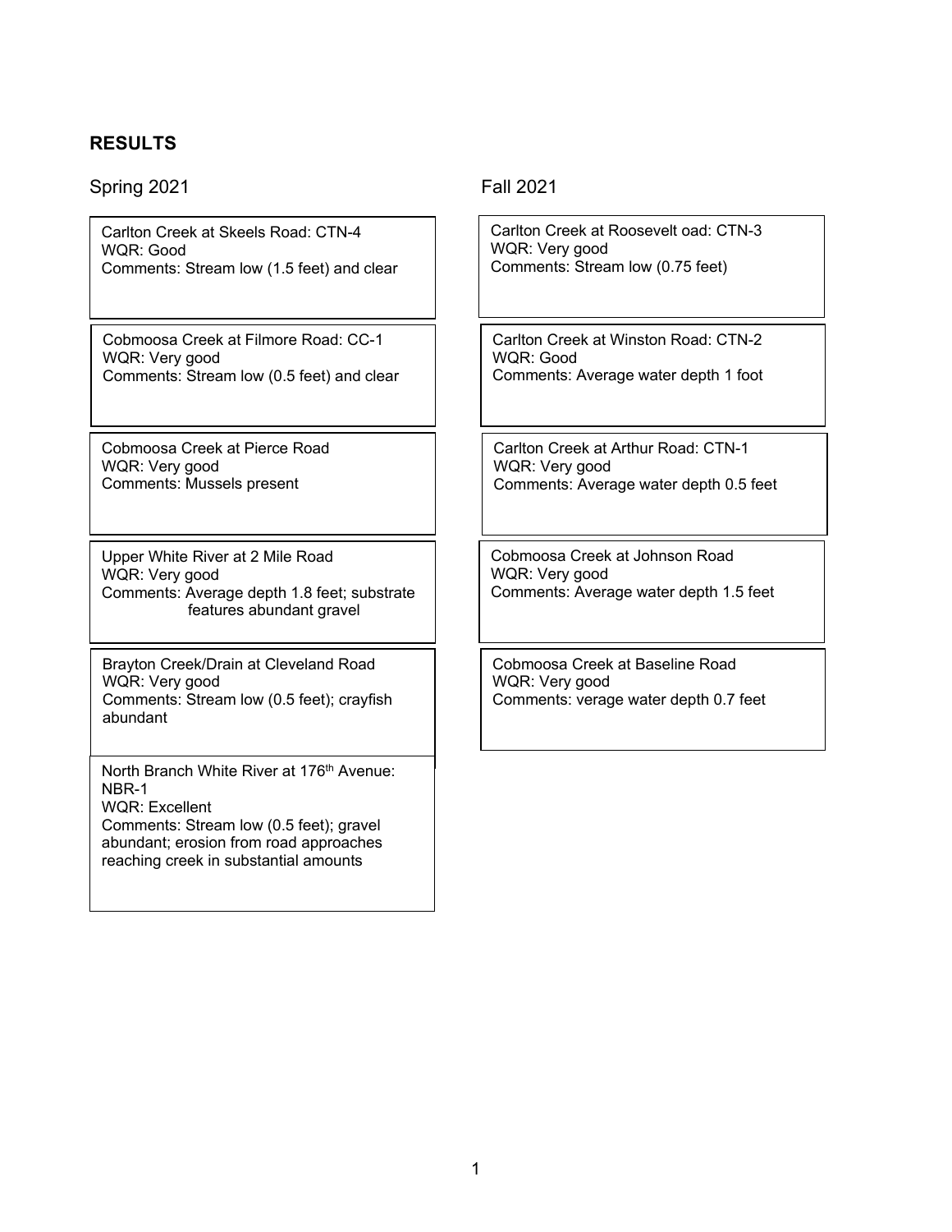## RESULTS

### Spring 2021

Carlton Creek at Skeels Road: CTN-4
WQR: Good
Comments: Stream low (1.5 feet) and clear

Cobmoosa Creek at Filmore Road: CC-1
WQR: Very good
Comments: Stream low (0.5 feet) and clear

Cobmoosa Creek at Pierce Road
WQR: Very good
Comments: Mussels present

Upper White River at 2 Mile Road
WQR: Very good
Comments: Average depth 1.8 feet; substrate features abundant gravel

Brayton Creek/Drain at Cleveland Road
WQR: Very good
Comments: Stream low (0.5 feet); crayfish abundant

North Branch White River at 176th Avenue: NBR-1
WQR: Excellent
Comments: Stream low (0.5 feet); gravel abundant; erosion from road approaches reaching creek in substantial amounts

### Fall 2021

Carlton Creek at Roosevelt oad: CTN-3
WQR: Very good
Comments: Stream low (0.75 feet)

Carlton Creek at Winston Road: CTN-2
WQR: Good
Comments: Average water depth 1 foot

Carlton Creek at Arthur Road: CTN-1
WQR: Very good
Comments: Average water depth 0.5 feet

Cobmoosa Creek at Johnson Road
WQR: Very good
Comments: Average water depth 1.5 feet

Cobmoosa Creek at Baseline Road
WQR: Very good
Comments: verage water depth 0.7 feet